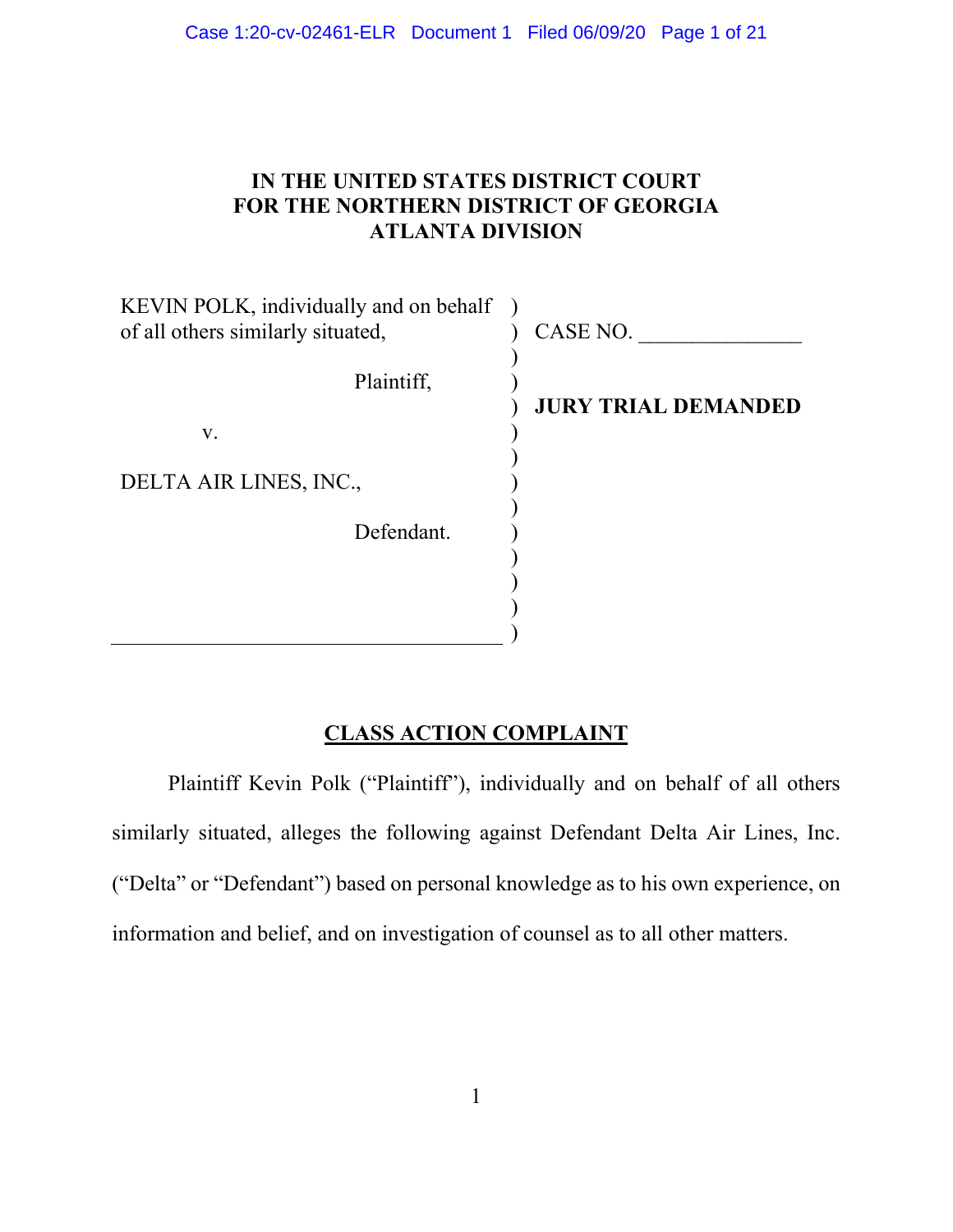**IN THE UNITED STATES DISTRICT COURT**
**FOR THE NORTHERN DISTRICT OF GEORGIA**
**ATLANTA DIVISION**

| | | |
|---|---|---|
| KEVIN POLK, individually and on behalf of all others similarly situated, | ) | CASE NO. _______________ |
| Plaintiff, | ) | |
| | ) | **JURY TRIAL DEMANDED** |
| v. | ) | |
| DELTA AIR LINES, INC., | ) | |
| Defendant. | ) | |

## CLASS ACTION COMPLAINT

Plaintiff Kevin Polk ("Plaintiff"), individually and on behalf of all others similarly situated, alleges the following against Defendant Delta Air Lines, Inc. ("Delta" or "Defendant") based on personal knowledge as to his own experience, on information and belief, and on investigation of counsel as to all other matters.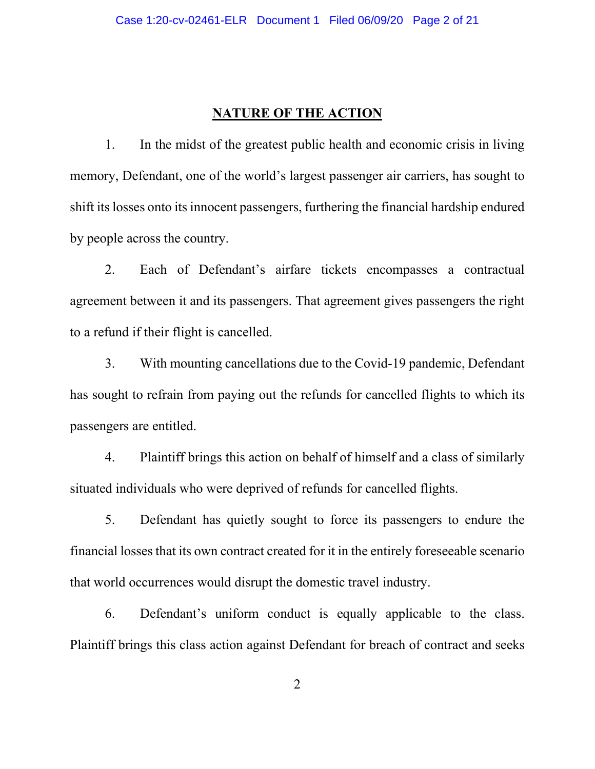## NATURE OF THE ACTION

1. In the midst of the greatest public health and economic crisis in living memory, Defendant, one of the world's largest passenger air carriers, has sought to shift its losses onto its innocent passengers, furthering the financial hardship endured by people across the country.

2. Each of Defendant's airfare tickets encompasses a contractual agreement between it and its passengers. That agreement gives passengers the right to a refund if their flight is cancelled.

3. With mounting cancellations due to the Covid-19 pandemic, Defendant has sought to refrain from paying out the refunds for cancelled flights to which its passengers are entitled.

4. Plaintiff brings this action on behalf of himself and a class of similarly situated individuals who were deprived of refunds for cancelled flights.

5. Defendant has quietly sought to force its passengers to endure the financial losses that its own contract created for it in the entirely foreseeable scenario that world occurrences would disrupt the domestic travel industry.

6. Defendant's uniform conduct is equally applicable to the class. Plaintiff brings this class action against Defendant for breach of contract and seeks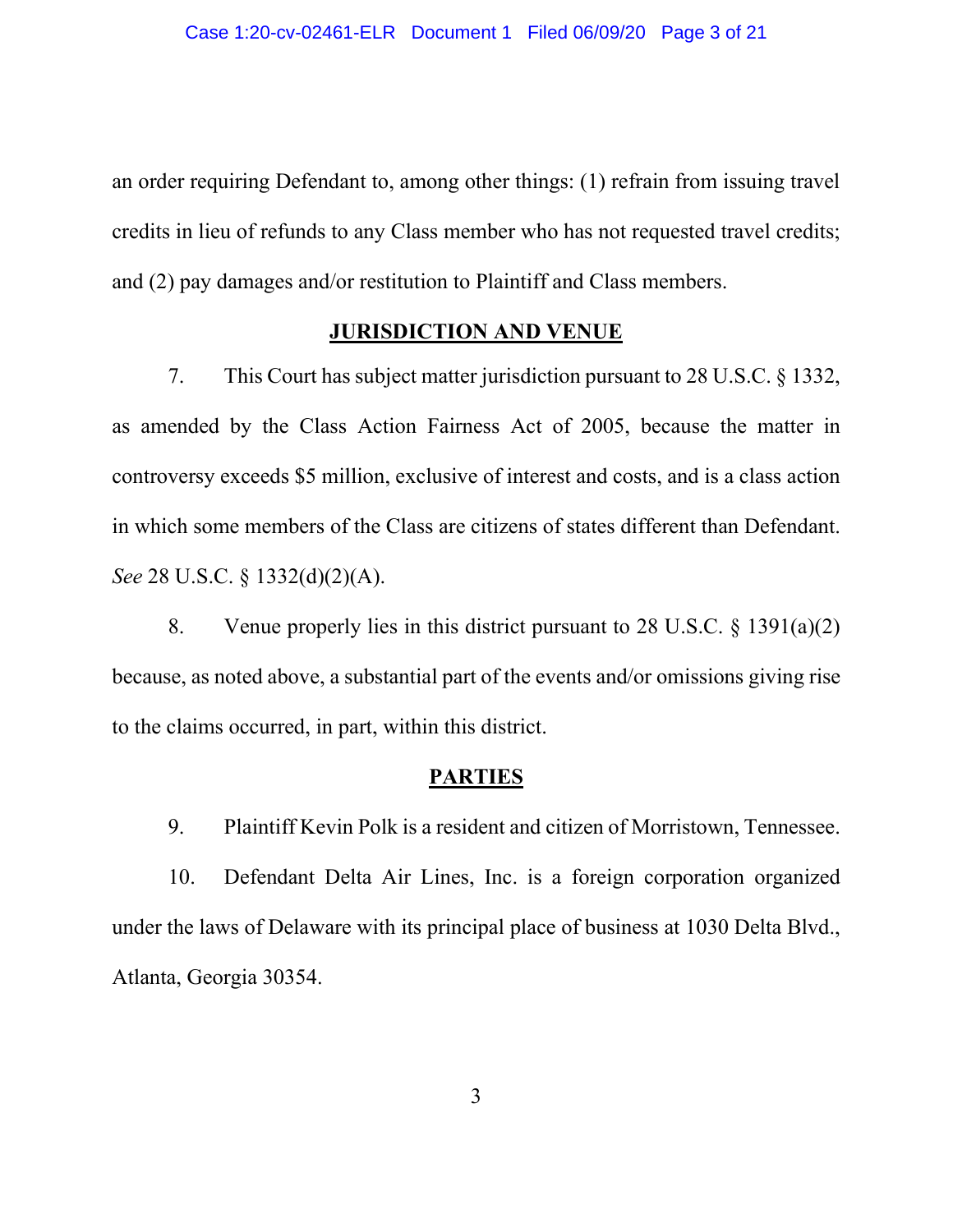an order requiring Defendant to, among other things: (1) refrain from issuing travel credits in lieu of refunds to any Class member who has not requested travel credits; and (2) pay damages and/or restitution to Plaintiff and Class members.

## JURISDICTION AND VENUE

7. This Court has subject matter jurisdiction pursuant to 28 U.S.C. § 1332, as amended by the Class Action Fairness Act of 2005, because the matter in controversy exceeds $5 million, exclusive of interest and costs, and is a class action in which some members of the Class are citizens of states different than Defendant. *See* 28 U.S.C. § 1332(d)(2)(A).

8. Venue properly lies in this district pursuant to 28 U.S.C. § 1391(a)(2) because, as noted above, a substantial part of the events and/or omissions giving rise to the claims occurred, in part, within this district.

## PARTIES

9. Plaintiff Kevin Polk is a resident and citizen of Morristown, Tennessee.

10. Defendant Delta Air Lines, Inc. is a foreign corporation organized under the laws of Delaware with its principal place of business at 1030 Delta Blvd., Atlanta, Georgia 30354.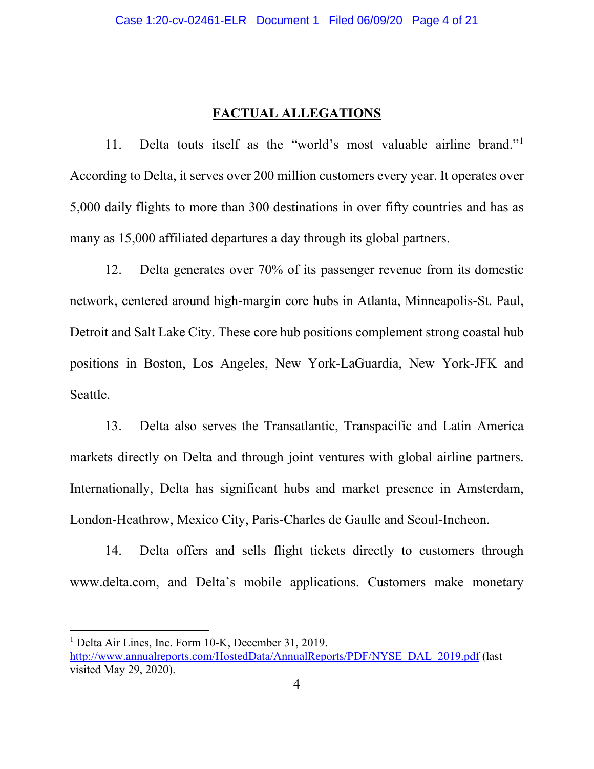## FACTUAL ALLEGATIONS

11. Delta touts itself as the "world's most valuable airline brand."[1] According to Delta, it serves over 200 million customers every year. It operates over 5,000 daily flights to more than 300 destinations in over fifty countries and has as many as 15,000 affiliated departures a day through its global partners.

12. Delta generates over 70% of its passenger revenue from its domestic network, centered around high-margin core hubs in Atlanta, Minneapolis-St. Paul, Detroit and Salt Lake City. These core hub positions complement strong coastal hub positions in Boston, Los Angeles, New York-LaGuardia, New York-JFK and Seattle.

13. Delta also serves the Transatlantic, Transpacific and Latin America markets directly on Delta and through joint ventures with global airline partners. Internationally, Delta has significant hubs and market presence in Amsterdam, London-Heathrow, Mexico City, Paris-Charles de Gaulle and Seoul-Incheon.

14. Delta offers and sells flight tickets directly to customers through www.delta.com, and Delta's mobile applications. Customers make monetary

---

[1] Delta Air Lines, Inc. Form 10-K, December 31, 2019. http://www.annualreports.com/HostedData/AnnualReports/PDF/NYSE_DAL_2019.pdf (last visited May 29, 2020).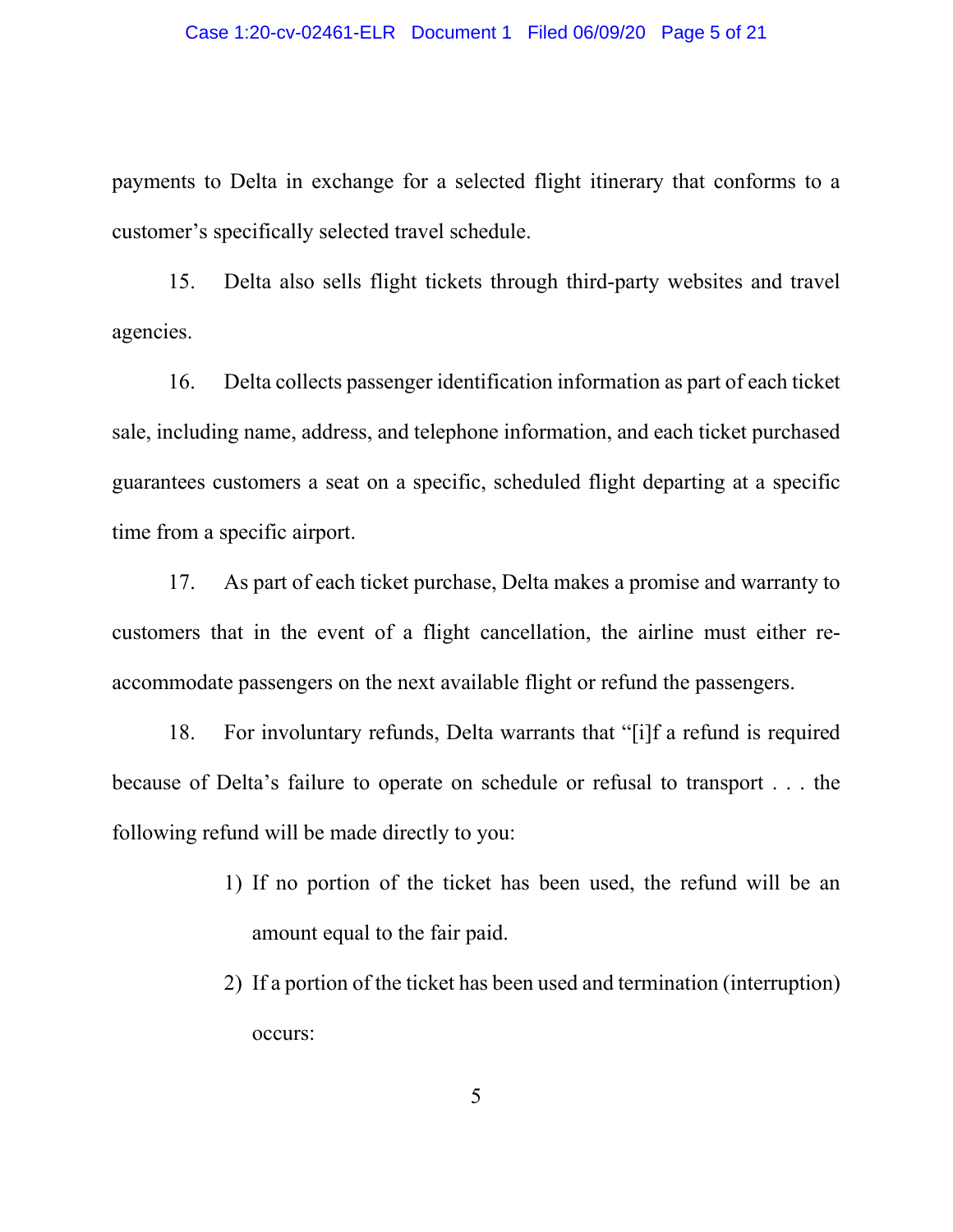payments to Delta in exchange for a selected flight itinerary that conforms to a customer's specifically selected travel schedule.

15. Delta also sells flight tickets through third-party websites and travel agencies.

16. Delta collects passenger identification information as part of each ticket sale, including name, address, and telephone information, and each ticket purchased guarantees customers a seat on a specific, scheduled flight departing at a specific time from a specific airport.

17. As part of each ticket purchase, Delta makes a promise and warranty to customers that in the event of a flight cancellation, the airline must either re-accommodate passengers on the next available flight or refund the passengers.

18. For involuntary refunds, Delta warrants that "[i]f a refund is required because of Delta's failure to operate on schedule or refusal to transport . . . the following refund will be made directly to you:

> 1) If no portion of the ticket has been used, the refund will be an amount equal to the fair paid.
>
> 2) If a portion of the ticket has been used and termination (interruption) occurs: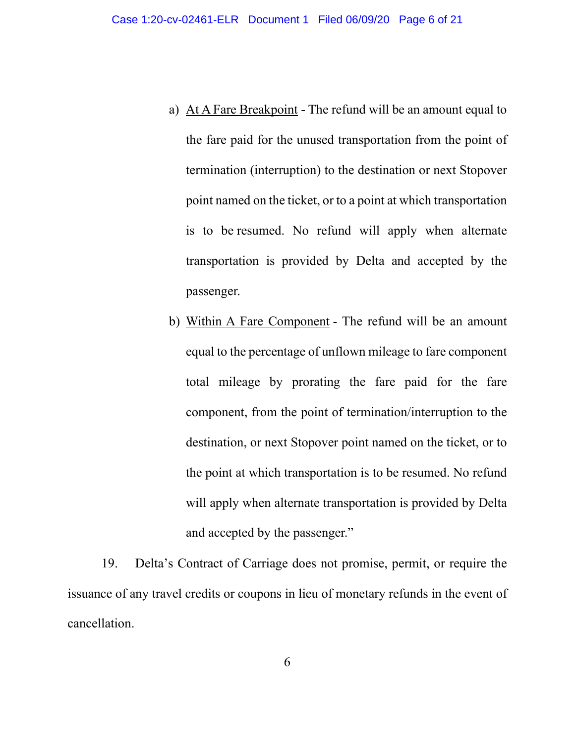a) <u>At A Fare Breakpoint</u> - The refund will be an amount equal to the fare paid for the unused transportation from the point of termination (interruption) to the destination or next Stopover point named on the ticket, or to a point at which transportation is to be resumed. No refund will apply when alternate transportation is provided by Delta and accepted by the passenger.

b) <u>Within A Fare Component</u> - The refund will be an amount equal to the percentage of unflown mileage to fare component total mileage by prorating the fare paid for the fare component, from the point of termination/interruption to the destination, or next Stopover point named on the ticket, or to the point at which transportation is to be resumed. No refund will apply when alternate transportation is provided by Delta and accepted by the passenger."

19. Delta's Contract of Carriage does not promise, permit, or require the issuance of any travel credits or coupons in lieu of monetary refunds in the event of cancellation.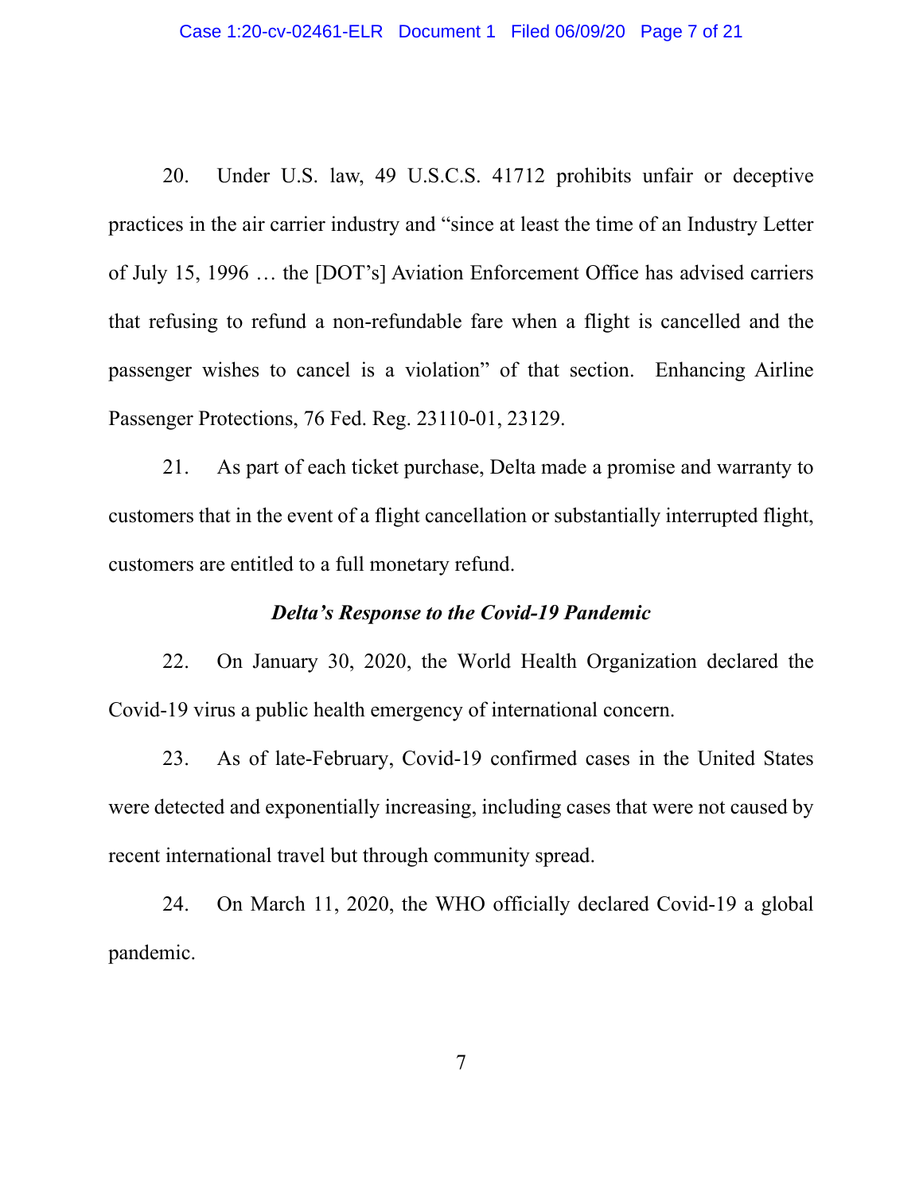20. Under U.S. law, 49 U.S.C.S. 41712 prohibits unfair or deceptive practices in the air carrier industry and "since at least the time of an Industry Letter of July 15, 1996 … the [DOT's] Aviation Enforcement Office has advised carriers that refusing to refund a non-refundable fare when a flight is cancelled and the passenger wishes to cancel is a violation" of that section. Enhancing Airline Passenger Protections, 76 Fed. Reg. 23110-01, 23129.

21. As part of each ticket purchase, Delta made a promise and warranty to customers that in the event of a flight cancellation or substantially interrupted flight, customers are entitled to a full monetary refund.

### ***Delta's Response to the Covid-19 Pandemic***

22. On January 30, 2020, the World Health Organization declared the Covid-19 virus a public health emergency of international concern.

23. As of late-February, Covid-19 confirmed cases in the United States were detected and exponentially increasing, including cases that were not caused by recent international travel but through community spread.

24. On March 11, 2020, the WHO officially declared Covid-19 a global pandemic.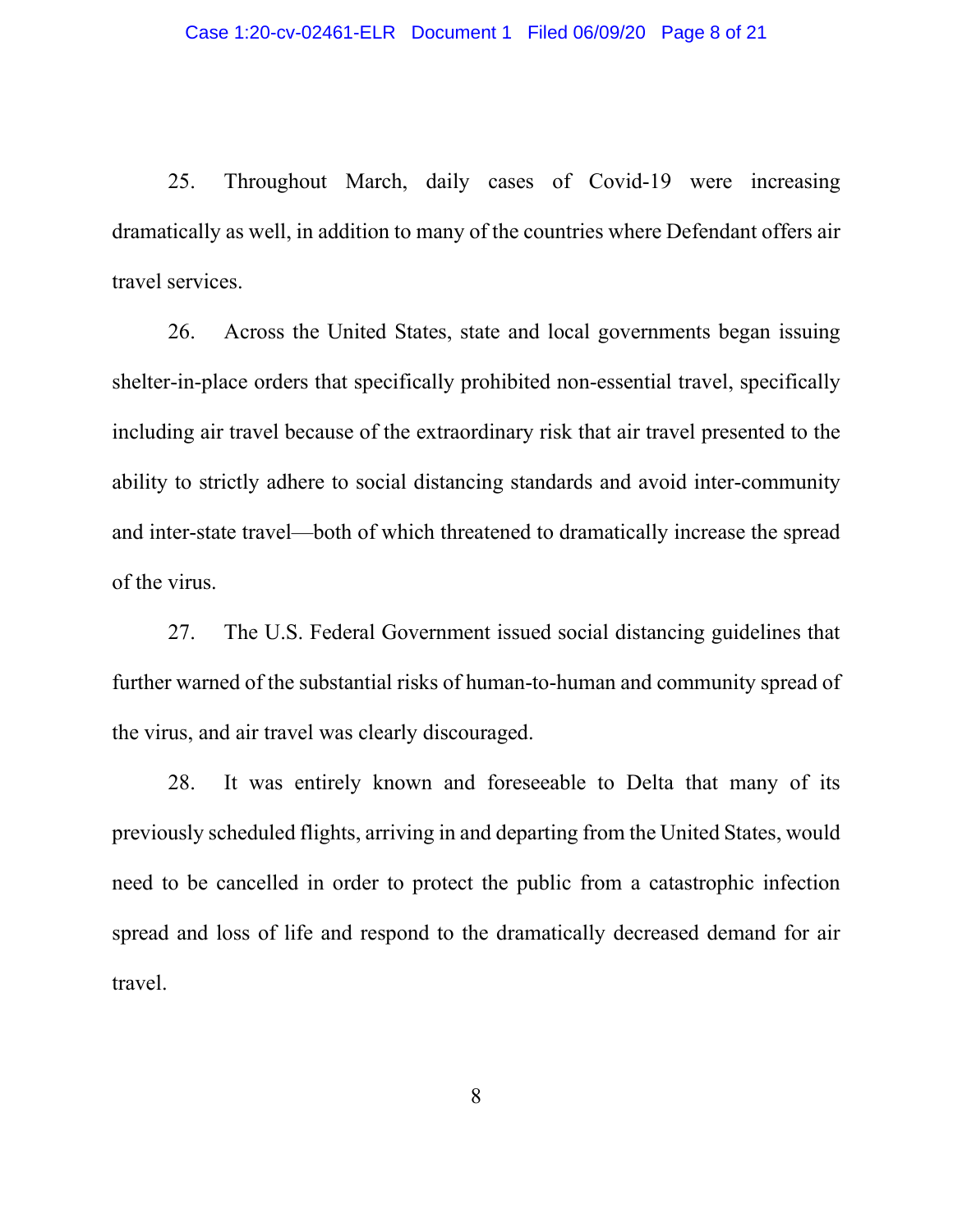25. Throughout March, daily cases of Covid-19 were increasing dramatically as well, in addition to many of the countries where Defendant offers air travel services.

26. Across the United States, state and local governments began issuing shelter-in-place orders that specifically prohibited non-essential travel, specifically including air travel because of the extraordinary risk that air travel presented to the ability to strictly adhere to social distancing standards and avoid inter-community and inter-state travel—both of which threatened to dramatically increase the spread of the virus.

27. The U.S. Federal Government issued social distancing guidelines that further warned of the substantial risks of human-to-human and community spread of the virus, and air travel was clearly discouraged.

28. It was entirely known and foreseeable to Delta that many of its previously scheduled flights, arriving in and departing from the United States, would need to be cancelled in order to protect the public from a catastrophic infection spread and loss of life and respond to the dramatically decreased demand for air travel.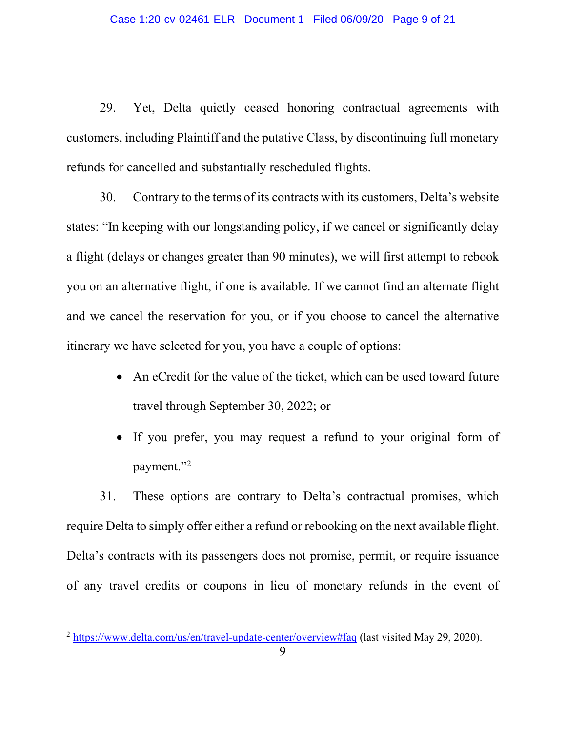29. Yet, Delta quietly ceased honoring contractual agreements with customers, including Plaintiff and the putative Class, by discontinuing full monetary refunds for cancelled and substantially rescheduled flights.

30. Contrary to the terms of its contracts with its customers, Delta's website states: "In keeping with our longstanding policy, if we cancel or significantly delay a flight (delays or changes greater than 90 minutes), we will first attempt to rebook you on an alternative flight, if one is available. If we cannot find an alternate flight and we cancel the reservation for you, or if you choose to cancel the alternative itinerary we have selected for you, you have a couple of options:

- An eCredit for the value of the ticket, which can be used toward future travel through September 30, 2022; or
- If you prefer, you may request a refund to your original form of payment."[2]

31. These options are contrary to Delta's contractual promises, which require Delta to simply offer either a refund or rebooking on the next available flight. Delta's contracts with its passengers does not promise, permit, or require issuance of any travel credits or coupons in lieu of monetary refunds in the event of

---

[2] https://www.delta.com/us/en/travel-update-center/overview#faq (last visited May 29, 2020).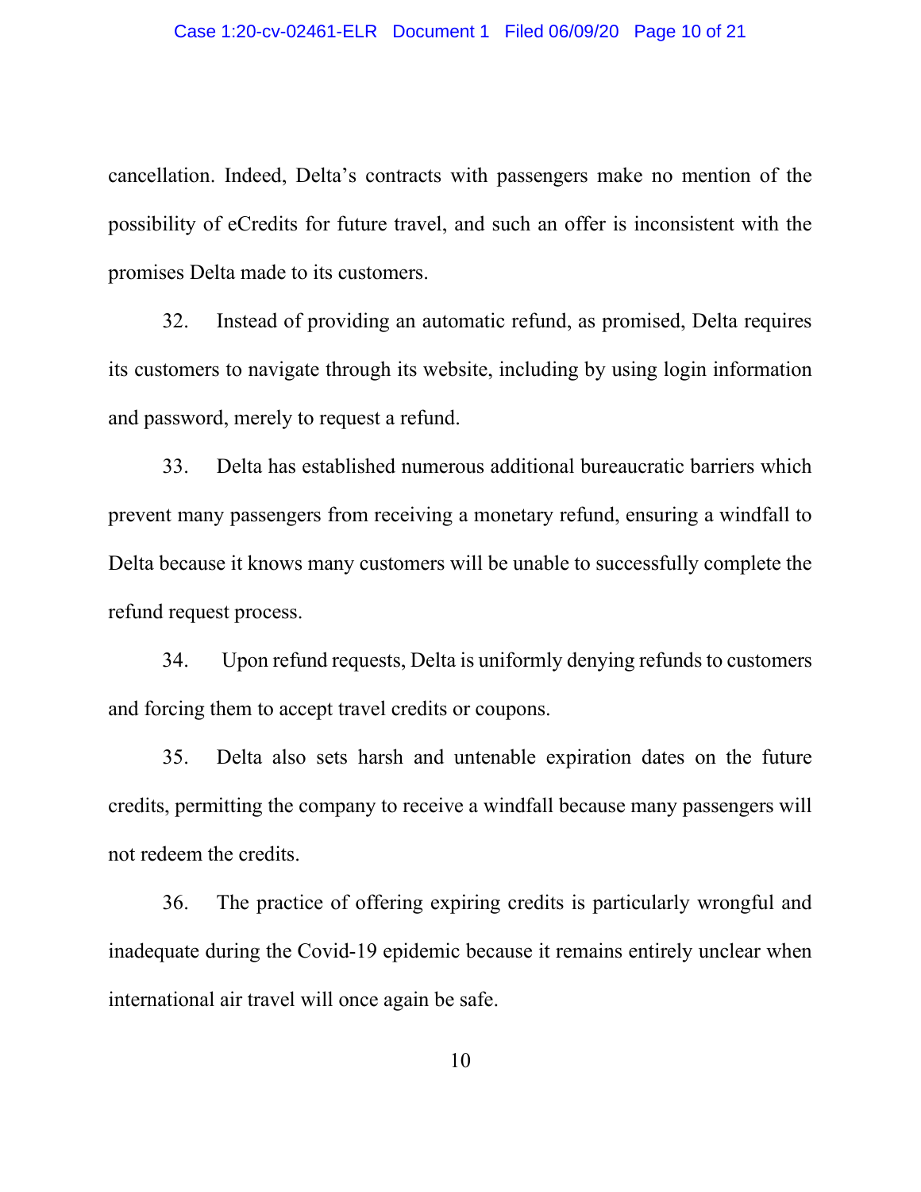cancellation. Indeed, Delta's contracts with passengers make no mention of the possibility of eCredits for future travel, and such an offer is inconsistent with the promises Delta made to its customers.

32. Instead of providing an automatic refund, as promised, Delta requires its customers to navigate through its website, including by using login information and password, merely to request a refund.

33. Delta has established numerous additional bureaucratic barriers which prevent many passengers from receiving a monetary refund, ensuring a windfall to Delta because it knows many customers will be unable to successfully complete the refund request process.

34. Upon refund requests, Delta is uniformly denying refunds to customers and forcing them to accept travel credits or coupons.

35. Delta also sets harsh and untenable expiration dates on the future credits, permitting the company to receive a windfall because many passengers will not redeem the credits.

36. The practice of offering expiring credits is particularly wrongful and inadequate during the Covid-19 epidemic because it remains entirely unclear when international air travel will once again be safe.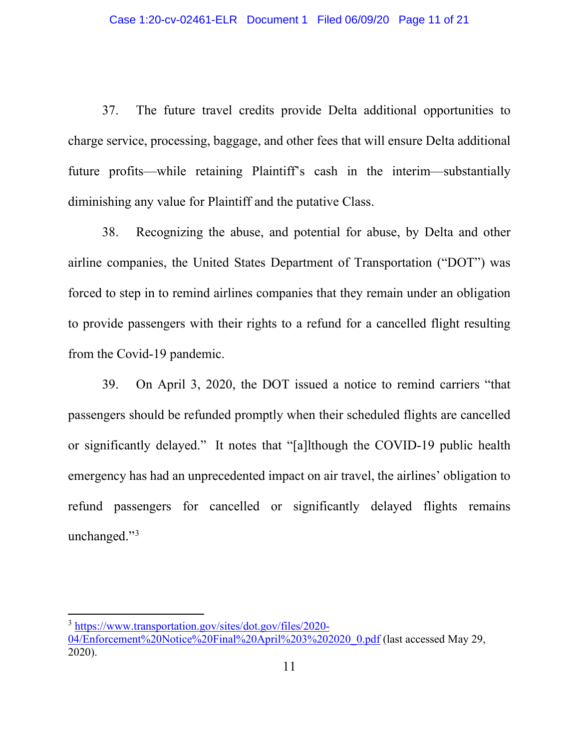37. The future travel credits provide Delta additional opportunities to charge service, processing, baggage, and other fees that will ensure Delta additional future profits—while retaining Plaintiff's cash in the interim—substantially diminishing any value for Plaintiff and the putative Class.

38. Recognizing the abuse, and potential for abuse, by Delta and other airline companies, the United States Department of Transportation ("DOT") was forced to step in to remind airlines companies that they remain under an obligation to provide passengers with their rights to a refund for a cancelled flight resulting from the Covid-19 pandemic.

39. On April 3, 2020, the DOT issued a notice to remind carriers "that passengers should be refunded promptly when their scheduled flights are cancelled or significantly delayed." It notes that "[a]lthough the COVID-19 public health emergency has had an unprecedented impact on air travel, the airlines' obligation to refund passengers for cancelled or significantly delayed flights remains unchanged."[3]

---

[3] https://www.transportation.gov/sites/dot.gov/files/2020-04/Enforcement%20Notice%20Final%20April%203%202020_0.pdf (last accessed May 29, 2020).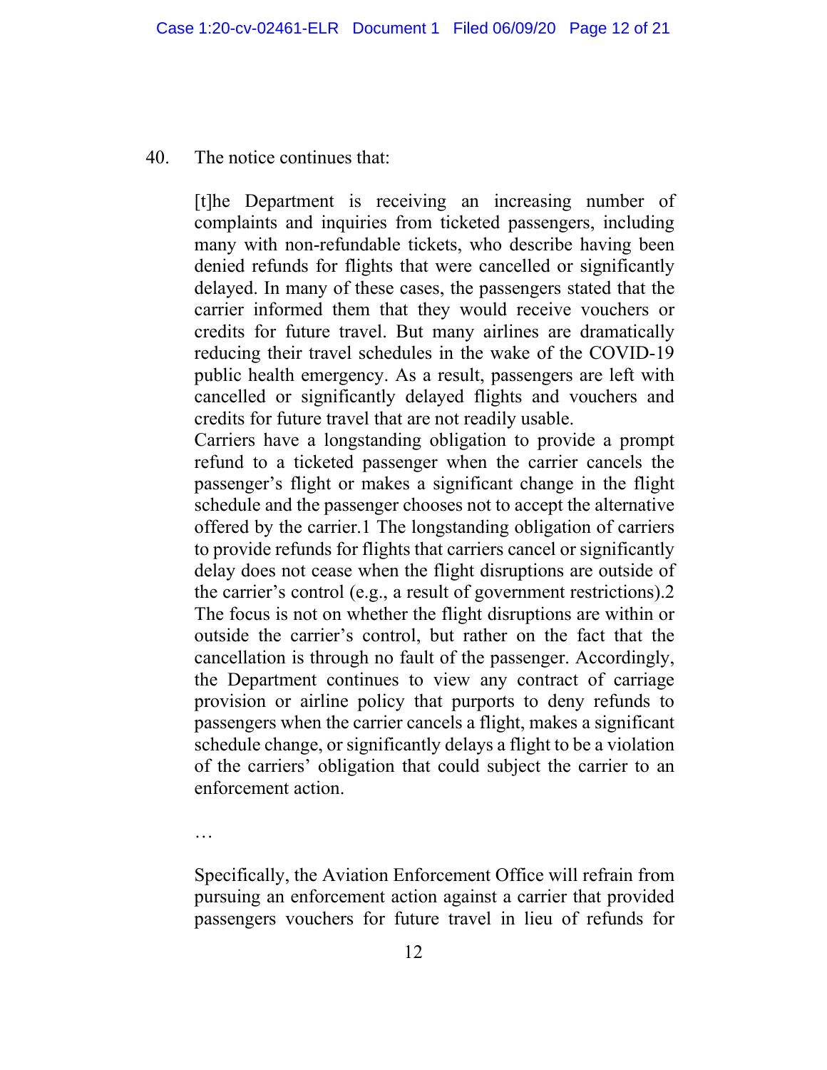40. The notice continues that:

> [t]he Department is receiving an increasing number of complaints and inquiries from ticketed passengers, including many with non-refundable tickets, who describe having been denied refunds for flights that were cancelled or significantly delayed. In many of these cases, the passengers stated that the carrier informed them that they would receive vouchers or credits for future travel. But many airlines are dramatically reducing their travel schedules in the wake of the COVID-19 public health emergency. As a result, passengers are left with cancelled or significantly delayed flights and vouchers and credits for future travel that are not readily usable.
>
> Carriers have a longstanding obligation to provide a prompt refund to a ticketed passenger when the carrier cancels the passenger's flight or makes a significant change in the flight schedule and the passenger chooses not to accept the alternative offered by the carrier.1 The longstanding obligation of carriers to provide refunds for flights that carriers cancel or significantly delay does not cease when the flight disruptions are outside of the carrier's control (e.g., a result of government restrictions).2 The focus is not on whether the flight disruptions are within or outside the carrier's control, but rather on the fact that the cancellation is through no fault of the passenger. Accordingly, the Department continues to view any contract of carriage provision or airline policy that purports to deny refunds to passengers when the carrier cancels a flight, makes a significant schedule change, or significantly delays a flight to be a violation of the carriers' obligation that could subject the carrier to an enforcement action.
>
> …
>
> Specifically, the Aviation Enforcement Office will refrain from pursuing an enforcement action against a carrier that provided passengers vouchers for future travel in lieu of refunds for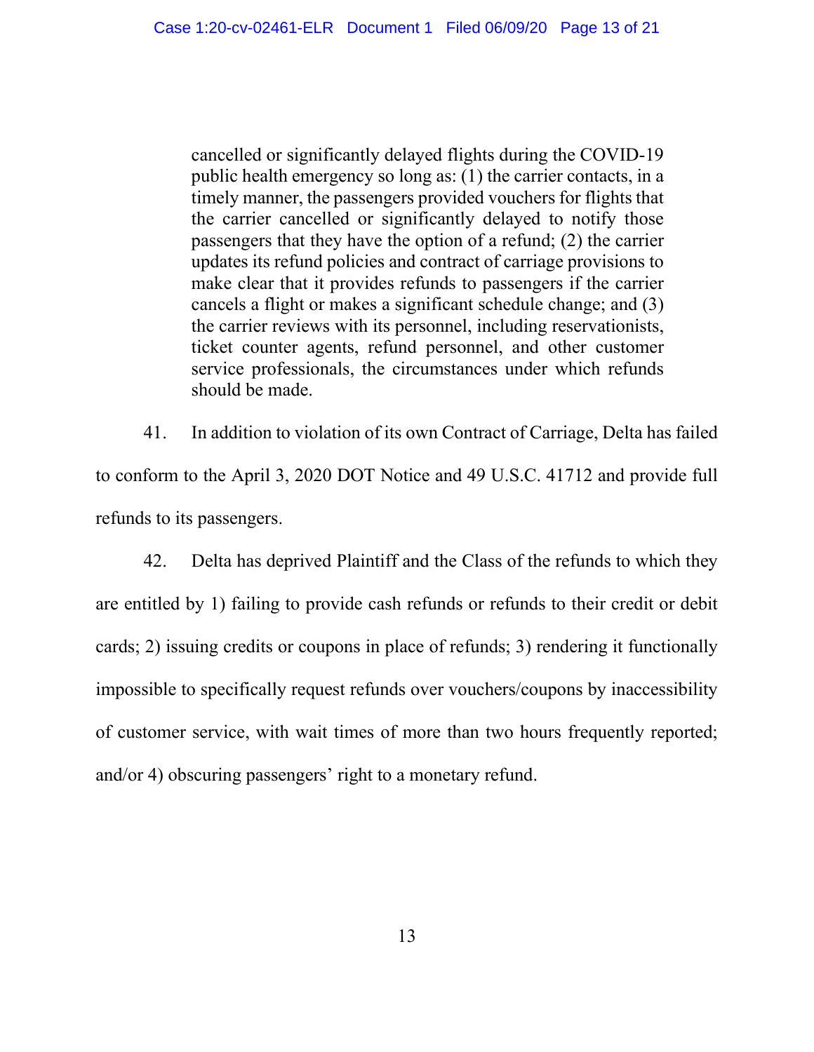> cancelled or significantly delayed flights during the COVID-19 public health emergency so long as: (1) the carrier contacts, in a timely manner, the passengers provided vouchers for flights that the carrier cancelled or significantly delayed to notify those passengers that they have the option of a refund; (2) the carrier updates its refund policies and contract of carriage provisions to make clear that it provides refunds to passengers if the carrier cancels a flight or makes a significant schedule change; and (3) the carrier reviews with its personnel, including reservationists, ticket counter agents, refund personnel, and other customer service professionals, the circumstances under which refunds should be made.

41. In addition to violation of its own Contract of Carriage, Delta has failed to conform to the April 3, 2020 DOT Notice and 49 U.S.C. 41712 and provide full refunds to its passengers.

42. Delta has deprived Plaintiff and the Class of the refunds to which they are entitled by 1) failing to provide cash refunds or refunds to their credit or debit cards; 2) issuing credits or coupons in place of refunds; 3) rendering it functionally impossible to specifically request refunds over vouchers/coupons by inaccessibility of customer service, with wait times of more than two hours frequently reported; and/or 4) obscuring passengers' right to a monetary refund.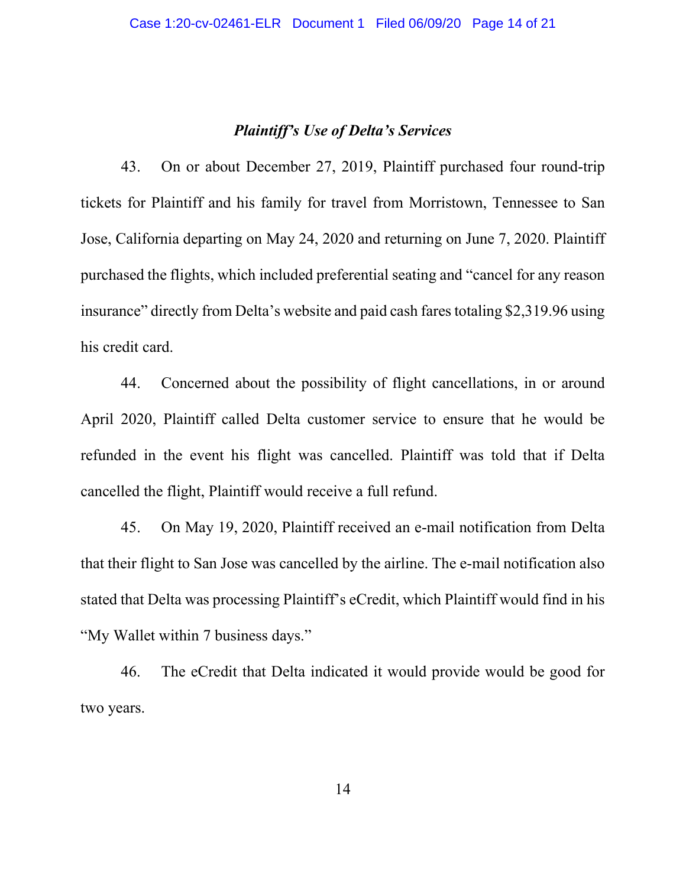### *Plaintiff's Use of Delta's Services*

43. On or about December 27, 2019, Plaintiff purchased four round-trip tickets for Plaintiff and his family for travel from Morristown, Tennessee to San Jose, California departing on May 24, 2020 and returning on June 7, 2020. Plaintiff purchased the flights, which included preferential seating and "cancel for any reason insurance" directly from Delta's website and paid cash fares totaling $2,319.96 using his credit card.

44. Concerned about the possibility of flight cancellations, in or around April 2020, Plaintiff called Delta customer service to ensure that he would be refunded in the event his flight was cancelled. Plaintiff was told that if Delta cancelled the flight, Plaintiff would receive a full refund.

45. On May 19, 2020, Plaintiff received an e-mail notification from Delta that their flight to San Jose was cancelled by the airline. The e-mail notification also stated that Delta was processing Plaintiff's eCredit, which Plaintiff would find in his "My Wallet within 7 business days."

46. The eCredit that Delta indicated it would provide would be good for two years.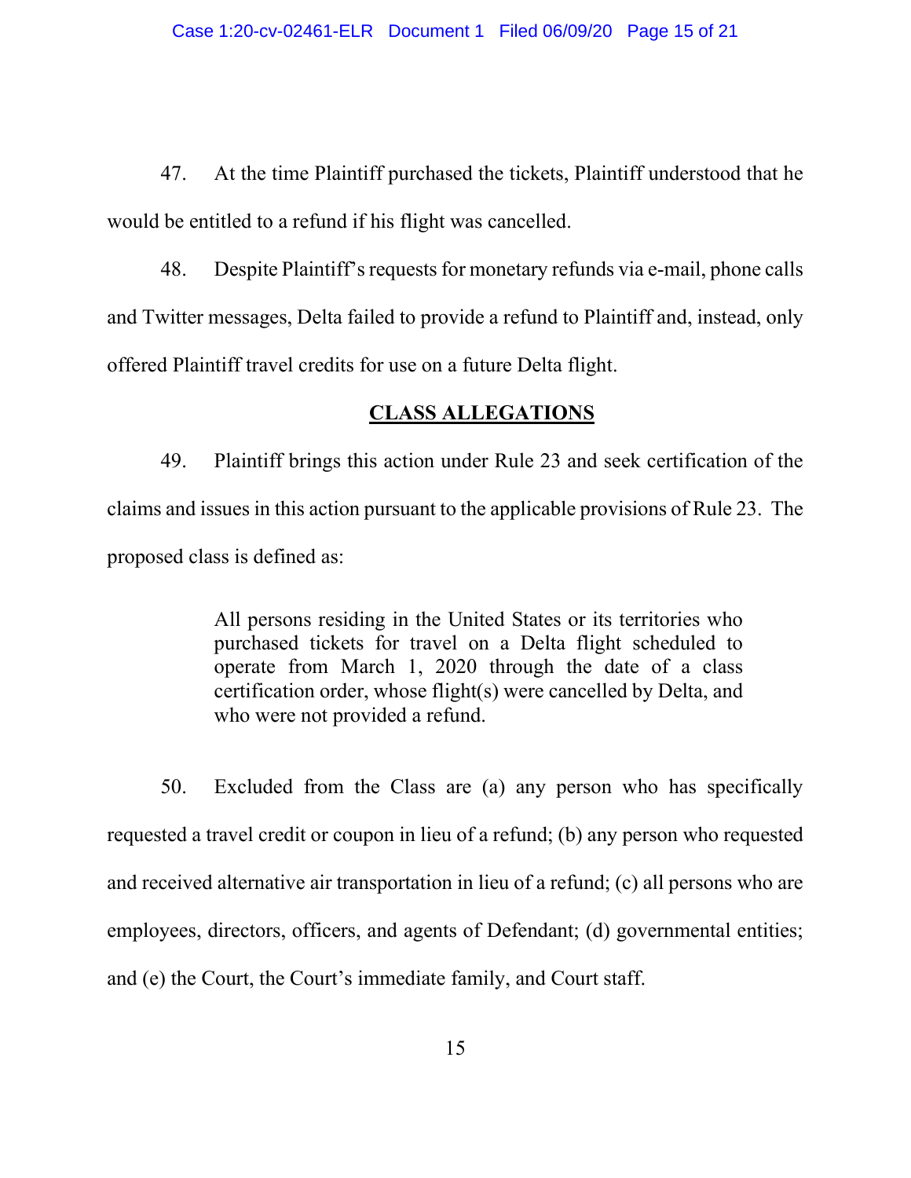47. At the time Plaintiff purchased the tickets, Plaintiff understood that he would be entitled to a refund if his flight was cancelled.

48. Despite Plaintiff's requests for monetary refunds via e-mail, phone calls and Twitter messages, Delta failed to provide a refund to Plaintiff and, instead, only offered Plaintiff travel credits for use on a future Delta flight.

## CLASS ALLEGATIONS

49. Plaintiff brings this action under Rule 23 and seek certification of the claims and issues in this action pursuant to the applicable provisions of Rule 23. The proposed class is defined as:

> All persons residing in the United States or its territories who purchased tickets for travel on a Delta flight scheduled to operate from March 1, 2020 through the date of a class certification order, whose flight(s) were cancelled by Delta, and who were not provided a refund.

50. Excluded from the Class are (a) any person who has specifically requested a travel credit or coupon in lieu of a refund; (b) any person who requested and received alternative air transportation in lieu of a refund; (c) all persons who are employees, directors, officers, and agents of Defendant; (d) governmental entities; and (e) the Court, the Court's immediate family, and Court staff.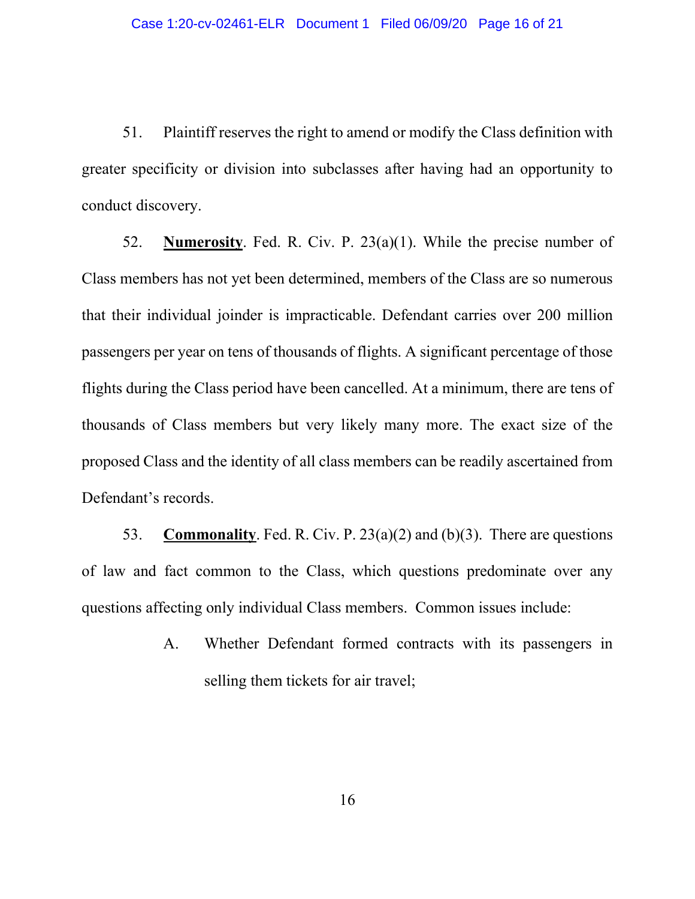51. Plaintiff reserves the right to amend or modify the Class definition with greater specificity or division into subclasses after having had an opportunity to conduct discovery.

52. **Numerosity**. Fed. R. Civ. P. 23(a)(1). While the precise number of Class members has not yet been determined, members of the Class are so numerous that their individual joinder is impracticable. Defendant carries over 200 million passengers per year on tens of thousands of flights. A significant percentage of those flights during the Class period have been cancelled. At a minimum, there are tens of thousands of Class members but very likely many more. The exact size of the proposed Class and the identity of all class members can be readily ascertained from Defendant's records.

53. **Commonality**. Fed. R. Civ. P. 23(a)(2) and (b)(3). There are questions of law and fact common to the Class, which questions predominate over any questions affecting only individual Class members. Common issues include:

> A. Whether Defendant formed contracts with its passengers in selling them tickets for air travel;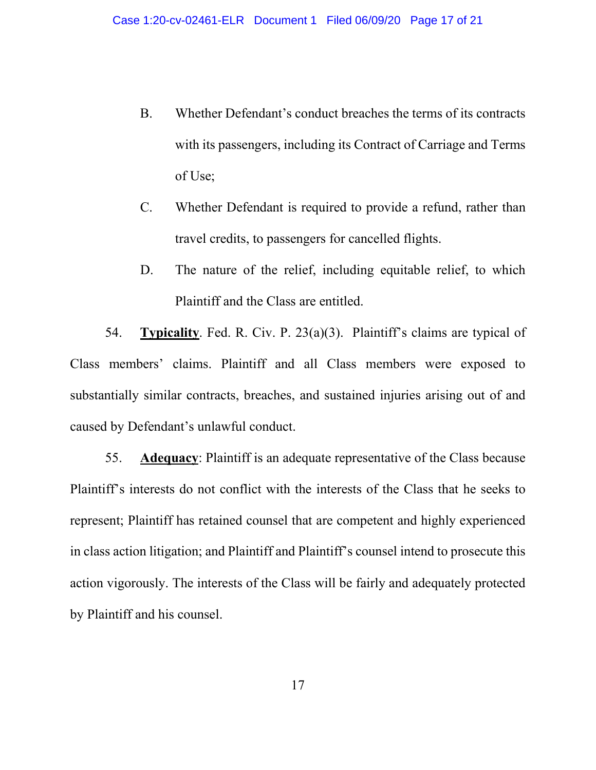B. Whether Defendant's conduct breaches the terms of its contracts with its passengers, including its Contract of Carriage and Terms of Use;

C. Whether Defendant is required to provide a refund, rather than travel credits, to passengers for cancelled flights.

D. The nature of the relief, including equitable relief, to which Plaintiff and the Class are entitled.

54. **Typicality**. Fed. R. Civ. P. 23(a)(3). Plaintiff's claims are typical of Class members' claims. Plaintiff and all Class members were exposed to substantially similar contracts, breaches, and sustained injuries arising out of and caused by Defendant's unlawful conduct.

55. **Adequacy**: Plaintiff is an adequate representative of the Class because Plaintiff's interests do not conflict with the interests of the Class that he seeks to represent; Plaintiff has retained counsel that are competent and highly experienced in class action litigation; and Plaintiff and Plaintiff's counsel intend to prosecute this action vigorously. The interests of the Class will be fairly and adequately protected by Plaintiff and his counsel.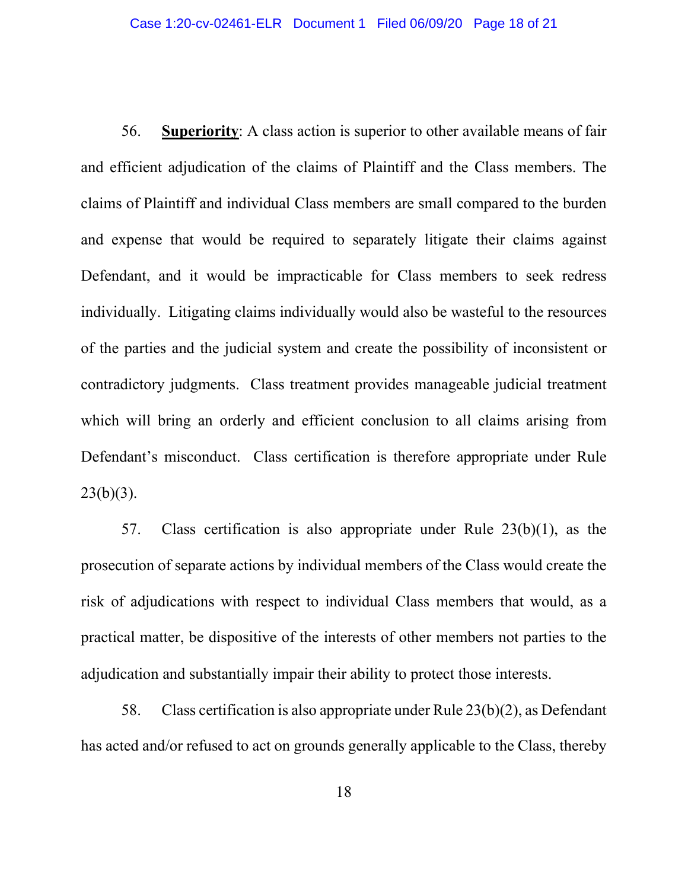56. **Superiority**: A class action is superior to other available means of fair and efficient adjudication of the claims of Plaintiff and the Class members. The claims of Plaintiff and individual Class members are small compared to the burden and expense that would be required to separately litigate their claims against Defendant, and it would be impracticable for Class members to seek redress individually. Litigating claims individually would also be wasteful to the resources of the parties and the judicial system and create the possibility of inconsistent or contradictory judgments. Class treatment provides manageable judicial treatment which will bring an orderly and efficient conclusion to all claims arising from Defendant's misconduct. Class certification is therefore appropriate under Rule 23(b)(3).

57. Class certification is also appropriate under Rule 23(b)(1), as the prosecution of separate actions by individual members of the Class would create the risk of adjudications with respect to individual Class members that would, as a practical matter, be dispositive of the interests of other members not parties to the adjudication and substantially impair their ability to protect those interests.

58. Class certification is also appropriate under Rule 23(b)(2), as Defendant has acted and/or refused to act on grounds generally applicable to the Class, thereby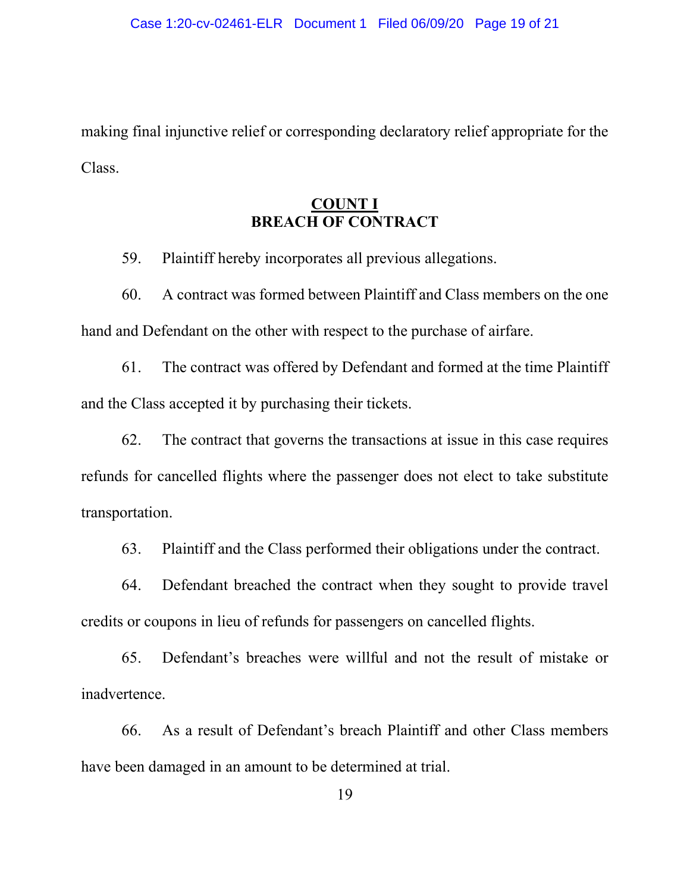making final injunctive relief or corresponding declaratory relief appropriate for the Class.

## COUNT I
## BREACH OF CONTRACT

59. Plaintiff hereby incorporates all previous allegations.

60. A contract was formed between Plaintiff and Class members on the one hand and Defendant on the other with respect to the purchase of airfare.

61. The contract was offered by Defendant and formed at the time Plaintiff and the Class accepted it by purchasing their tickets.

62. The contract that governs the transactions at issue in this case requires refunds for cancelled flights where the passenger does not elect to take substitute transportation.

63. Plaintiff and the Class performed their obligations under the contract.

64. Defendant breached the contract when they sought to provide travel credits or coupons in lieu of refunds for passengers on cancelled flights.

65. Defendant's breaches were willful and not the result of mistake or inadvertence.

66. As a result of Defendant's breach Plaintiff and other Class members have been damaged in an amount to be determined at trial.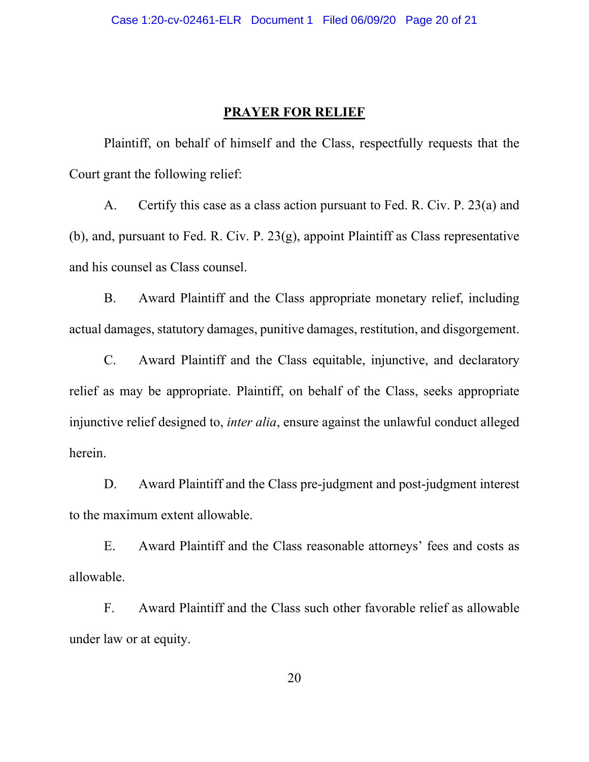## PRAYER FOR RELIEF

Plaintiff, on behalf of himself and the Class, respectfully requests that the Court grant the following relief:

A. Certify this case as a class action pursuant to Fed. R. Civ. P. 23(a) and (b), and, pursuant to Fed. R. Civ. P. 23(g), appoint Plaintiff as Class representative and his counsel as Class counsel.

B. Award Plaintiff and the Class appropriate monetary relief, including actual damages, statutory damages, punitive damages, restitution, and disgorgement.

C. Award Plaintiff and the Class equitable, injunctive, and declaratory relief as may be appropriate. Plaintiff, on behalf of the Class, seeks appropriate injunctive relief designed to, *inter alia*, ensure against the unlawful conduct alleged herein.

D. Award Plaintiff and the Class pre-judgment and post-judgment interest to the maximum extent allowable.

E. Award Plaintiff and the Class reasonable attorneys' fees and costs as allowable.

F. Award Plaintiff and the Class such other favorable relief as allowable under law or at equity.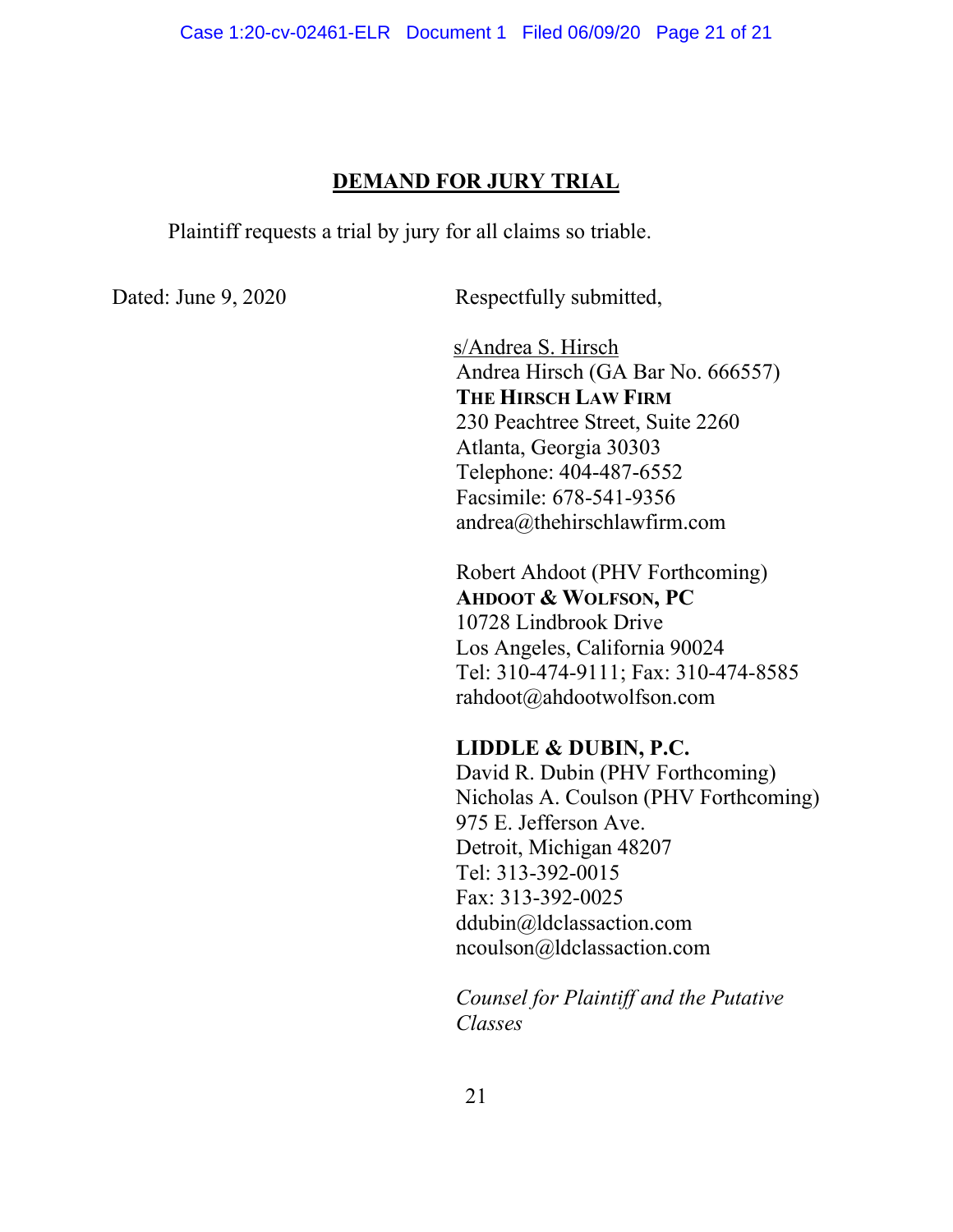## **DEMAND FOR JURY TRIAL**

Plaintiff requests a trial by jury for all claims so triable.

Dated: June 9, 2020

Respectfully submitted,

s/Andrea S. Hirsch
Andrea Hirsch (GA Bar No. 666557)
**THE HIRSCH LAW FIRM**
230 Peachtree Street, Suite 2260
Atlanta, Georgia 30303
Telephone: 404-487-6552
Facsimile: 678-541-9356
andrea@thehirschlawfirm.com

Robert Ahdoot (PHV Forthcoming)
**AHDOOT & WOLFSON, PC**
10728 Lindbrook Drive
Los Angeles, California 90024
Tel: 310-474-9111; Fax: 310-474-8585
rahdoot@ahdootwolfson.com

**LIDDLE & DUBIN, P.C.**
David R. Dubin (PHV Forthcoming)
Nicholas A. Coulson (PHV Forthcoming)
975 E. Jefferson Ave.
Detroit, Michigan 48207
Tel: 313-392-0015
Fax: 313-392-0025
ddubin@ldclassaction.com
ncoulson@ldclassaction.com

*Counsel for Plaintiff and the Putative Classes*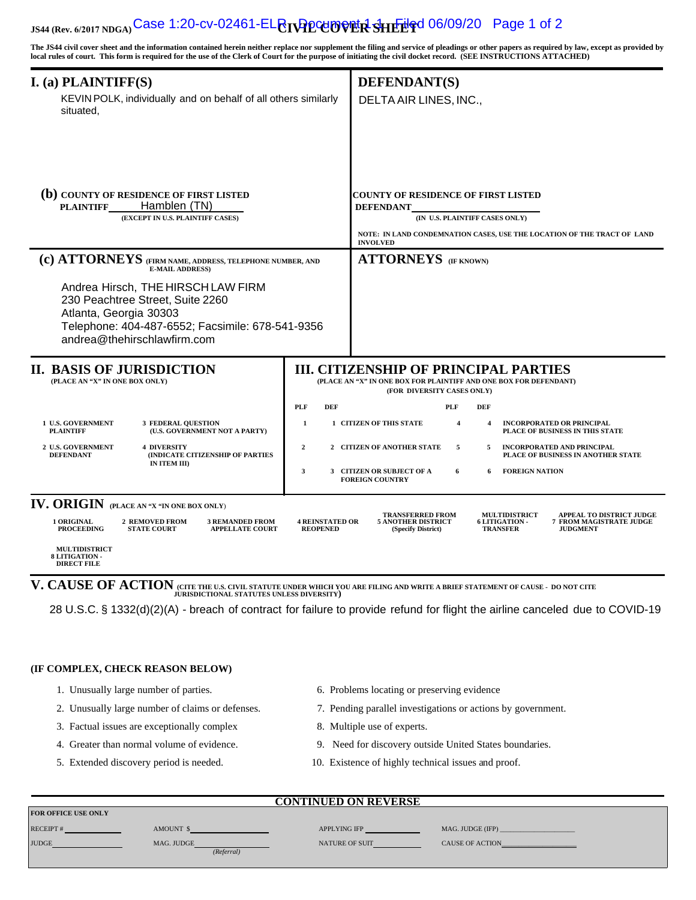JS44 (Rev. 6/2017 NDGA) **CIVIL COVER SHEET**

**The JS44 civil cover sheet and the information contained herein neither replace nor supplement the filing and service of pleadings or other papers as required by law, except as provided by local rules of court. This form is required for the use of the Clerk of Court for the purpose of initiating the civil docket record. (SEE INSTRUCTIONS ATTACHED)**

## I. (a) PLAINTIFF(S)

KEVIN POLK, individually and on behalf of all others similarly situated,

## DEFENDANT(S)

DELTA AIR LINES, INC.,

**(b) COUNTY OF RESIDENCE OF FIRST LISTED PLAINTIFF** Hamblen (TN)
**(EXCEPT IN U.S. PLAINTIFF CASES)**

**COUNTY OF RESIDENCE OF FIRST LISTED DEFENDANT** ____________
**(IN U.S. PLAINTIFF CASES ONLY)**

**NOTE: IN LAND CONDEMNATION CASES, USE THE LOCATION OF THE TRACT OF LAND INVOLVED**

## (c) ATTORNEYS (FIRM NAME, ADDRESS, TELEPHONE NUMBER, AND E-MAIL ADDRESS)

Andrea Hirsch, THE HIRSCH LAW FIRM
230 Peachtree Street, Suite 2260
Atlanta, Georgia 30303
Telephone: 404-487-6552; Facsimile: 678-541-9356
andrea@thehirschlawfirm.com

## ATTORNEYS (IF KNOWN)

## II. BASIS OF JURISDICTION

**(PLACE AN "X" IN ONE BOX ONLY)**

1 U.S. GOVERNMENT PLAINTIFF
3 FEDERAL QUESTION (U.S. GOVERNMENT NOT A PARTY)
2 U.S. GOVERNMENT DEFENDANT
4 DIVERSITY (INDICATE CITIZENSHIP OF PARTIES IN ITEM III)

## III. CITIZENSHIP OF PRINCIPAL PARTIES

**(PLACE AN "X" IN ONE BOX FOR PLAINTIFF AND ONE BOX FOR DEFENDANT) (FOR DIVERSITY CASES ONLY)**

| PLF | DEF | | PLF | DEF | |
|---|---|---|---|---|---|
| 1 | 1 | CITIZEN OF THIS STATE | 4 | 4 | INCORPORATED OR PRINCIPAL PLACE OF BUSINESS IN THIS STATE |
| 2 | 2 | CITIZEN OF ANOTHER STATE | 5 | 5 | INCORPORATED AND PRINCIPAL PLACE OF BUSINESS IN ANOTHER STATE |
| 3 | 3 | CITIZEN OR SUBJECT OF A FOREIGN COUNTRY | 6 | 6 | FOREIGN NATION |

## IV. ORIGIN (PLACE AN "X "IN ONE BOX ONLY)

1 ORIGINAL PROCEEDING
2 REMOVED FROM STATE COURT
3 REMANDED FROM APPELLATE COURT
4 REINSTATED OR REOPENED
5 TRANSFERRED FROM ANOTHER DISTRICT (Specify District)
6 MULTIDISTRICT LITIGATION - TRANSFER
7 APPEAL TO DISTRICT JUDGE FROM MAGISTRATE JUDGE JUDGMENT
8 MULTIDISTRICT LITIGATION - DIRECT FILE

## V. CAUSE OF ACTION (CITE THE U.S. CIVIL STATUTE UNDER WHICH YOU ARE FILING AND WRITE A BRIEF STATEMENT OF CAUSE - DO NOT CITE JURISDICTIONAL STATUTES UNLESS DIVERSITY)

28 U.S.C. § 1332(d)(2)(A) - breach of contract for failure to provide refund for flight the airline canceled due to COVID-19

**(IF COMPLEX, CHECK REASON BELOW)**

1. Unusually large number of parties.
2. Unusually large number of claims or defenses.
3. Factual issues are exceptionally complex
4. Greater than normal volume of evidence.
5. Extended discovery period is needed.
6. Problems locating or preserving evidence
7. Pending parallel investigations or actions by government.
8. Multiple use of experts.
9. Need for discovery outside United States boundaries.
10. Existence of highly technical issues and proof.

**CONTINUED ON REVERSE**

**FOR OFFICE USE ONLY**

RECEIPT # ________ AMOUNT $________ APPLYING IFP ________ MAG. JUDGE (IFP) ________
JUDGE ________ MAG. JUDGE ________ *(Referral)* NATURE OF SUIT ________ CAUSE OF ACTION ________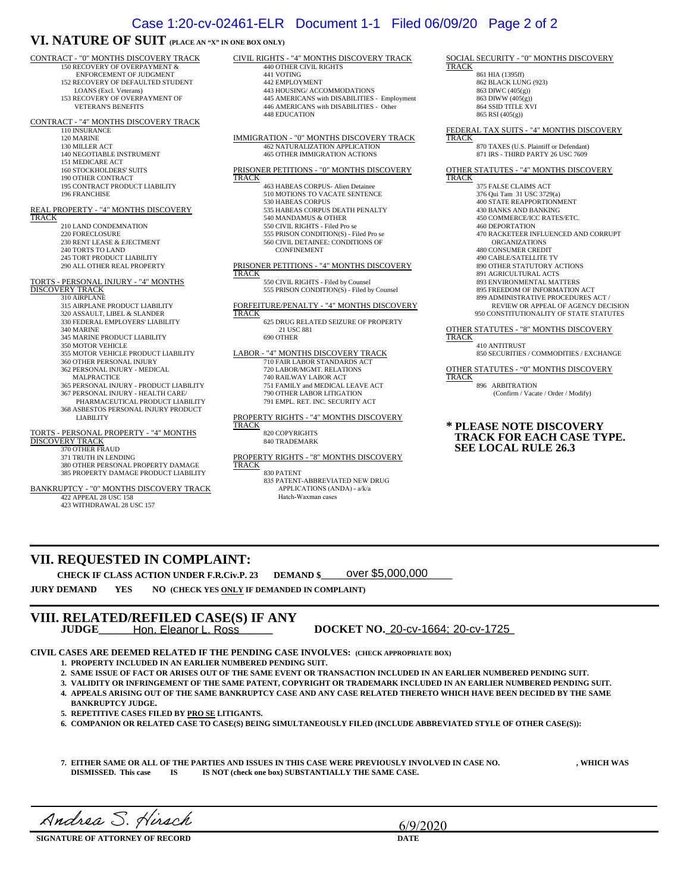## VI. NATURE OF SUIT (PLACE AN "X" IN ONE BOX ONLY)

**CONTRACT - "0" MONTHS DISCOVERY TRACK**
- 150 RECOVERY OF OVERPAYMENT & ENFORCEMENT OF JUDGMENT
- 152 RECOVERY OF DEFAULTED STUDENT LOANS (Excl. Veterans)
- 153 RECOVERY OF OVERPAYMENT OF VETERAN'S BENEFITS

**CONTRACT - "4" MONTHS DISCOVERY TRACK**
- 110 INSURANCE
- 120 MARINE
- 130 MILLER ACT
- 140 NEGOTIABLE INSTRUMENT
- 151 MEDICARE ACT
- 160 STOCKHOLDERS' SUITS
- 190 OTHER CONTRACT
- 195 CONTRACT PRODUCT LIABILITY
- 196 FRANCHISE

**REAL PROPERTY - "4" MONTHS DISCOVERY TRACK**
- 210 LAND CONDEMNATION
- 220 FORECLOSURE
- 230 RENT LEASE & EJECTMENT
- 240 TORTS TO LAND
- 245 TORT PRODUCT LIABILITY
- 290 ALL OTHER REAL PROPERTY

**TORTS - PERSONAL INJURY - "4" MONTHS DISCOVERY TRACK**
- 310 AIRPLANE
- 315 AIRPLANE PRODUCT LIABILITY
- 320 ASSAULT, LIBEL & SLANDER
- 330 FEDERAL EMPLOYERS' LIABILITY
- 340 MARINE
- 345 MARINE PRODUCT LIABILITY
- 350 MOTOR VEHICLE
- 355 MOTOR VEHICLE PRODUCT LIABILITY
- 360 OTHER PERSONAL INJURY
- 362 PERSONAL INJURY - MEDICAL MALPRACTICE
- 365 PERSONAL INJURY - PRODUCT LIABILITY
- 367 PERSONAL INJURY - HEALTH CARE/ PHARMACEUTICAL PRODUCT LIABILITY
- 368 ASBESTOS PERSONAL INJURY PRODUCT LIABILITY

**TORTS - PERSONAL PROPERTY - "4" MONTHS DISCOVERY TRACK**
- 370 OTHER FRAUD
- 371 TRUTH IN LENDING
- 380 OTHER PERSONAL PROPERTY DAMAGE
- 385 PROPERTY DAMAGE PRODUCT LIABILITY

**BANKRUPTCY - "0" MONTHS DISCOVERY TRACK**
- 422 APPEAL 28 USC 158
- 423 WITHDRAWAL 28 USC 157

**CIVIL RIGHTS - "4" MONTHS DISCOVERY TRACK**
- 440 OTHER CIVIL RIGHTS
- 441 VOTING
- 442 EMPLOYMENT
- 443 HOUSING/ ACCOMMODATIONS
- 445 AMERICANS with DISABILITIES - Employment
- 446 AMERICANS with DISABILITIES - Other
- 448 EDUCATION

**IMMIGRATION - "0" MONTHS DISCOVERY TRACK**
- 462 NATURALIZATION APPLICATION
- 465 OTHER IMMIGRATION ACTIONS

**PRISONER PETITIONS - "0" MONTHS DISCOVERY TRACK**
- 463 HABEAS CORPUS- Alien Detainee
- 510 MOTIONS TO VACATE SENTENCE
- 530 HABEAS CORPUS
- 535 HABEAS CORPUS DEATH PENALTY
- 540 MANDAMUS & OTHER
- 550 CIVIL RIGHTS - Filed Pro se
- 555 PRISON CONDITION(S) - Filed Pro se
- 560 CIVIL DETAINEE: CONDITIONS OF CONFINEMENT

**PRISONER PETITIONS - "4" MONTHS DISCOVERY TRACK**
- 550 CIVIL RIGHTS - Filed by Counsel
- 555 PRISON CONDITION(S) - Filed by Counsel

**FORFEITURE/PENALTY - "4" MONTHS DISCOVERY TRACK**
- 625 DRUG RELATED SEIZURE OF PROPERTY 21 USC 881
- 690 OTHER

**LABOR - "4" MONTHS DISCOVERY TRACK**
- 710 FAIR LABOR STANDARDS ACT
- 720 LABOR/MGMT. RELATIONS
- 740 RAILWAY LABOR ACT
- 751 FAMILY and MEDICAL LEAVE ACT
- 790 OTHER LABOR LITIGATION
- 791 EMPL. RET. INC. SECURITY ACT

**PROPERTY RIGHTS - "4" MONTHS DISCOVERY TRACK**
- 820 COPYRIGHTS
- 840 TRADEMARK

**PROPERTY RIGHTS - "8" MONTHS DISCOVERY TRACK**
- 830 PATENT
- 835 PATENT-ABBREVIATED NEW DRUG APPLICATIONS (ANDA) - a/k/a Hatch-Waxman cases

**SOCIAL SECURITY - "0" MONTHS DISCOVERY TRACK**
- 861 HIA (1395ff)
- 862 BLACK LUNG (923)
- 863 DIWC (405(g))
- 863 DIWW (405(g))
- 864 SSID TITLE XVI
- 865 RSI (405(g))

**FEDERAL TAX SUITS - "4" MONTHS DISCOVERY TRACK**
- 870 TAXES (U.S. Plaintiff or Defendant)
- 871 IRS - THIRD PARTY 26 USC 7609

**OTHER STATUTES - "4" MONTHS DISCOVERY TRACK**
- 375 FALSE CLAIMS ACT
- 376 Qui Tam 31 USC 3729(a)
- 400 STATE REAPPORTIONMENT
- 430 BANKS AND BANKING
- 450 COMMERCE/ICC RATES/ETC.
- 460 DEPORTATION
- 470 RACKETEER INFLUENCED AND CORRUPT ORGANIZATIONS
- 480 CONSUMER CREDIT
- 490 CABLE/SATELLITE TV
- 890 OTHER STATUTORY ACTIONS
- 891 AGRICULTURAL ACTS
- 893 ENVIRONMENTAL MATTERS
- 895 FREEDOM OF INFORMATION ACT
- 899 ADMINISTRATIVE PROCEDURES ACT / REVIEW OR APPEAL OF AGENCY DECISION
- 950 CONSTITUTIONALITY OF STATE STATUTES

**OTHER STATUTES - "8" MONTHS DISCOVERY TRACK**
- 410 ANTITRUST
- 850 SECURITIES / COMMODITIES / EXCHANGE

**OTHER STATUTES - "0" MONTHS DISCOVERY TRACK**
- 896 ARBITRATION (Confirm / Vacate / Order / Modify)

**\* PLEASE NOTE DISCOVERY TRACK FOR EACH CASE TYPE. SEE LOCAL RULE 26.3**

## VII. REQUESTED IN COMPLAINT:

**CHECK IF CLASS ACTION UNDER F.R.Civ.P. 23** **DEMAND $** over $5,000,000

**JURY DEMAND** **YES** **NO** **(CHECK YES ONLY IF DEMANDED IN COMPLAINT)**

## VIII. RELATED/REFILED CASE(S) IF ANY

**JUDGE** Hon. Eleanor L. Ross **DOCKET NO.** 20-cv-1664; 20-cv-1725

**CIVIL CASES ARE DEEMED RELATED IF THE PENDING CASE INVOLVES: (CHECK APPROPRIATE BOX)**

1. PROPERTY INCLUDED IN AN EARLIER NUMBERED PENDING SUIT.
2. SAME ISSUE OF FACT OR ARISES OUT OF THE SAME EVENT OR TRANSACTION INCLUDED IN AN EARLIER NUMBERED PENDING SUIT.
3. VALIDITY OR INFRINGEMENT OF THE SAME PATENT, COPYRIGHT OR TRADEMARK INCLUDED IN AN EARLIER NUMBERED PENDING SUIT.
4. APPEALS ARISING OUT OF THE SAME BANKRUPTCY CASE AND ANY CASE RELATED THERETO WHICH HAVE BEEN DECIDED BY THE SAME BANKRUPTCY JUDGE.
5. REPETITIVE CASES FILED BY PRO SE LITIGANTS.
6. COMPANION OR RELATED CASE TO CASE(S) BEING SIMULTANEOUSLY FILED (INCLUDE ABBREVIATED STYLE OF OTHER CASE(S)):
7. EITHER SAME OR ALL OF THE PARTIES AND ISSUES IN THIS CASE WERE PREVIOUSLY INVOLVED IN CASE NO. , WHICH WAS DISMISSED. This case IS IS NOT (check one box) SUBSTANTIALLY THE SAME CASE.

*Andrea S. Hirsch*

**SIGNATURE OF ATTORNEY OF RECORD**

6/9/2020

**DATE**